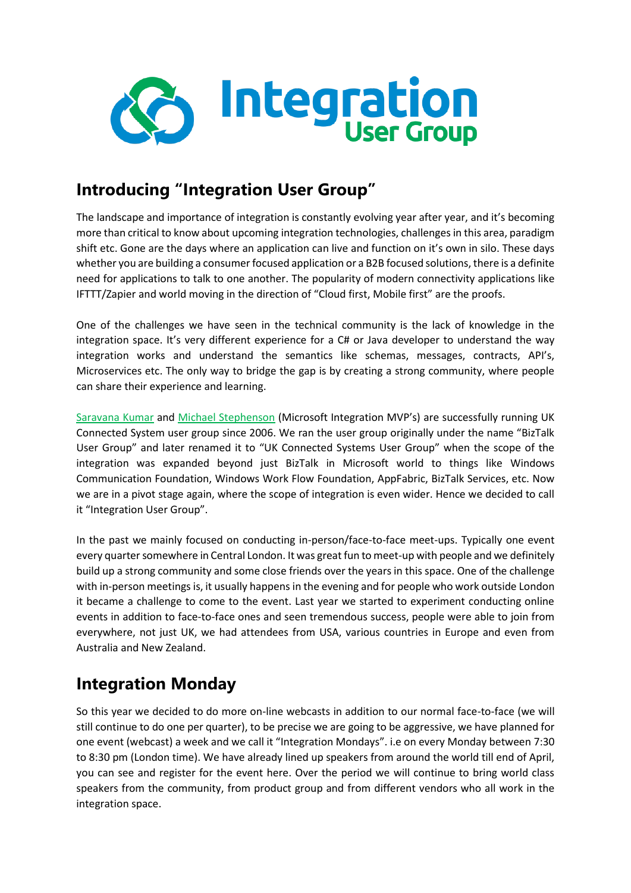# Introducing "Integration User Group"

The landscape and importance of integration is constantly evolving year after year, and it's becoming more than critical to know about upcoming integration technologies, challenges in this area, paradigm shift etc. Gone are the days where an application can live and function on it's own in silo. These days whether you are building a consumer focused application or a B2B focused solutions, there is a definite need for applications to talk to one another. The popularity of modern connectivity applications like IFTTT/Zapier and world moving in the direction of "Cloud first, Mobile first" are the proofs.

One of the challenges we have seen in the technical community is the lack of knowledge in the integration space. It's very different experience for a C# or Java developer to understand the way integration works and understand the semantics like schemas, messages, contracts, API's, Microservices etc. The only way to bridge the gap is by creating a strong community, where people can share their experience and learning.

Saravana Kumar and Michael Stephenson (Microsoft Integration MVP's) are successfully running UK Connected System user group since 2006. We ran the user group originally under the name "BizTalk User Group" and later renamed it to "UK Connected Systems User Group" when the scope of the integration was expanded beyond just BizTalk in Microsoft world to things like Windows Communication Foundation, Windows Work Flow Foundation, AppFabric, BizTalk Services, etc. Now we are in a pivot stage again, where the scope of integration is even wider. Hence we decided to call it "Integration User Group".

In the past we mainly focused on conducting in-person/face-to-face meet-ups. Typically one event every quarter somewhere in Central London. It was great fun to meet-up with people and we definitely build up a strong community and some close friends over the years in this space. One of the challenge with in-person meetings is, it usually happens in the evening and for people who work outside London it became a challenge to come to the event. Last year we started to experiment conducting online events in addition to face-to-face ones and seen tremendous success, people were able to join from everywhere, not just UK, we had attendees from USA, various countries in Europe and even from Australia and New Zealand.

# Integration Monday

So this year we decided to do more on-line webcasts in addition to our normal face-to-face (we will still continue to do one per quarter), to be precise we are going to be aggressive, we have planned for one event (webcast) a week and we call it "Integration Mondays". i.e on every Monday between 7:30 to 8:30 pm (London time). We have already lined up speakers from around the world till end of April, you can see and register for the event here. Over the period we will continue to bring world class speakers from the community, from product group and from different vendors who all work in the integration space.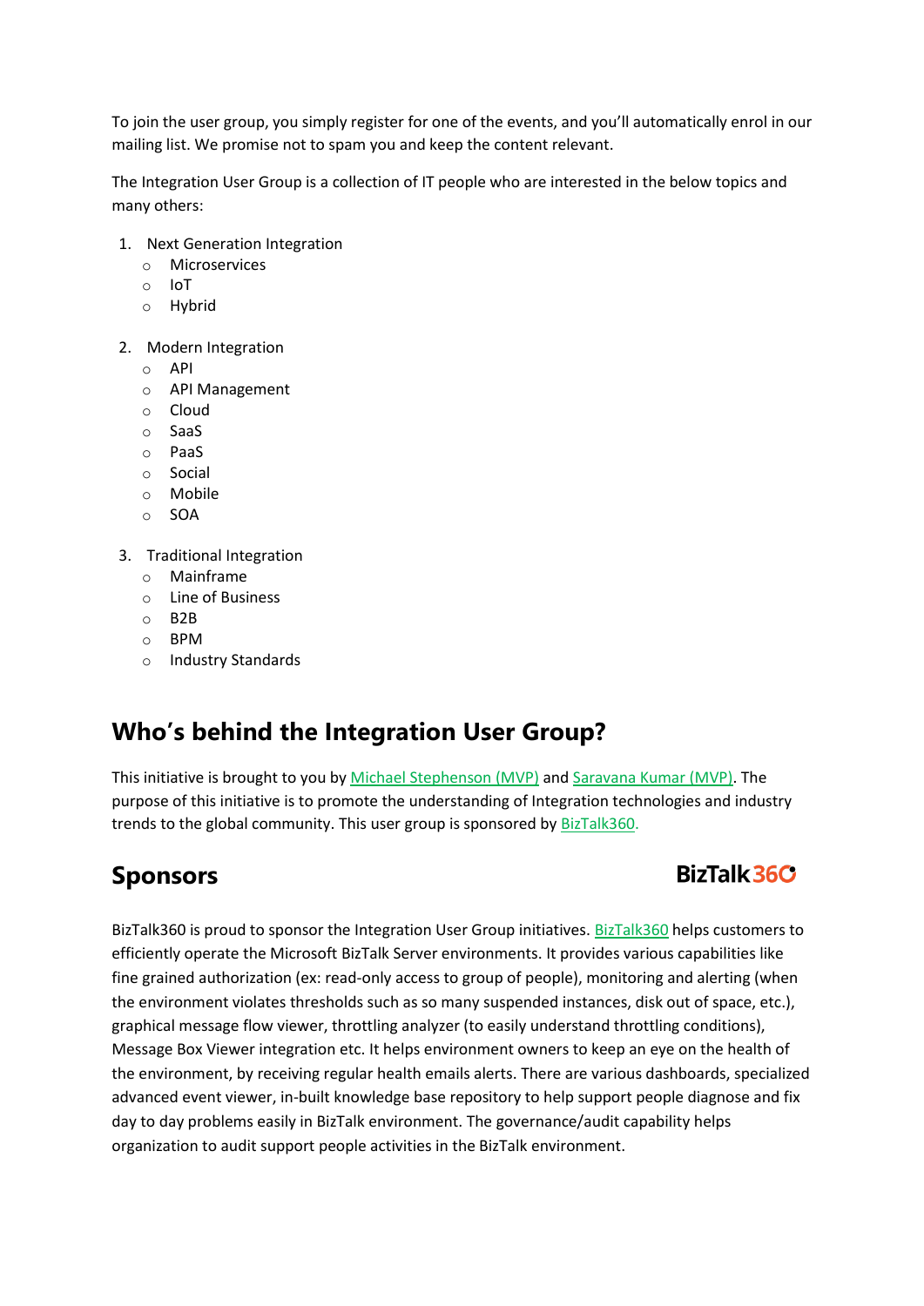To join the user group, you simply register for one of the events, and you'll automatically enrol in our mailing list. We promise not to spam you and keep the content relevant.

The Integration User Group is a collection of IT people who are interested in the below topics and many others:

1. Next Generation Integration
   - Microservices
   - IoT
   - Hybrid

2. Modern Integration
   - API
   - API Management
   - Cloud
   - SaaS
   - PaaS
   - Social
   - Mobile
   - SOA

3. Traditional Integration
   - Mainframe
   - Line of Business
   - B2B
   - BPM
   - Industry Standards

## Who's behind the Integration User Group?

This initiative is brought to you by Michael Stephenson (MVP) and Saravana Kumar (MVP). The purpose of this initiative is to promote the understanding of Integration technologies and industry trends to the global community. This user group is sponsored by BizTalk360.

## Sponsors

BizTalk360

BizTalk360 is proud to sponsor the Integration User Group initiatives. BizTalk360 helps customers to efficiently operate the Microsoft BizTalk Server environments. It provides various capabilities like fine grained authorization (ex: read-only access to group of people), monitoring and alerting (when the environment violates thresholds such as so many suspended instances, disk out of space, etc.), graphical message flow viewer, throttling analyzer (to easily understand throttling conditions), Message Box Viewer integration etc. It helps environment owners to keep an eye on the health of the environment, by receiving regular health emails alerts. There are various dashboards, specialized advanced event viewer, in-built knowledge base repository to help support people diagnose and fix day to day problems easily in BizTalk environment. The governance/audit capability helps organization to audit support people activities in the BizTalk environment.